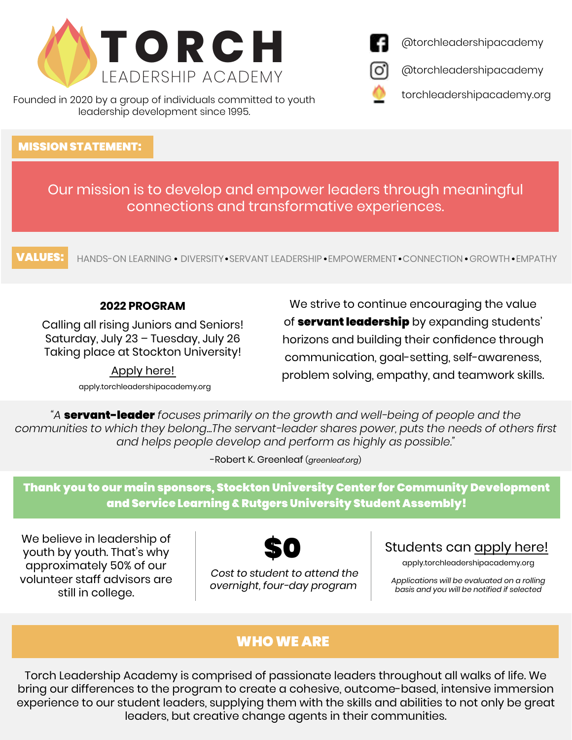# TORCH LEADERSHIP ACADEMY

Founded in 2020 by a group of individuals committed to youth leadership development since 1995.

@torchleadershipacademy

@torchleadershipacademy

torchleadershipacademy.org

**MISSION STATEMENT:**

Our mission is to develop and empower leaders through meaningful connections and transformative experiences.

**VALUES:** HANDS-ON LEARNING • DIVERSITY • SERVANT LEADERSHIP • EMPOWERMENT • CONNECTION • GROWTH • EMPATHY

**2022 PROGRAM**

Calling all rising Juniors and Seniors!
Saturday, July 23 – Tuesday, July 26
Taking place at Stockton University!

Apply here!
apply.torchleadershipacademy.org

We strive to continue encouraging the value of **servant leadership** by expanding students' horizons and building their confidence through communication, goal-setting, self-awareness, problem solving, empathy, and teamwork skills.

*"A* ***servant-leader*** *focuses primarily on the growth and well-being of people and the communities to which they belong…The servant-leader shares power, puts the needs of others first and helps people develop and perform as highly as possible."*

-Robert K. Greenleaf (*greenleaf.org*)

**Thank you to our main sponsors, Stockton University Center for Community Development and Service Learning & Rutgers University Student Assembly!**

We believe in leadership of youth by youth. That's why approximately 50% of our volunteer staff advisors are still in college.

**$0**

*Cost to student to attend the overnight, four-day program*

Students can apply here!
apply.torchleadershipacademy.org

*Applications will be evaluated on a rolling basis and you will be notified if selected*

## WHO WE ARE

Torch Leadership Academy is comprised of passionate leaders throughout all walks of life. We bring our differences to the program to create a cohesive, outcome-based, intensive immersion experience to our student leaders, supplying them with the skills and abilities to not only be great leaders, but creative change agents in their communities.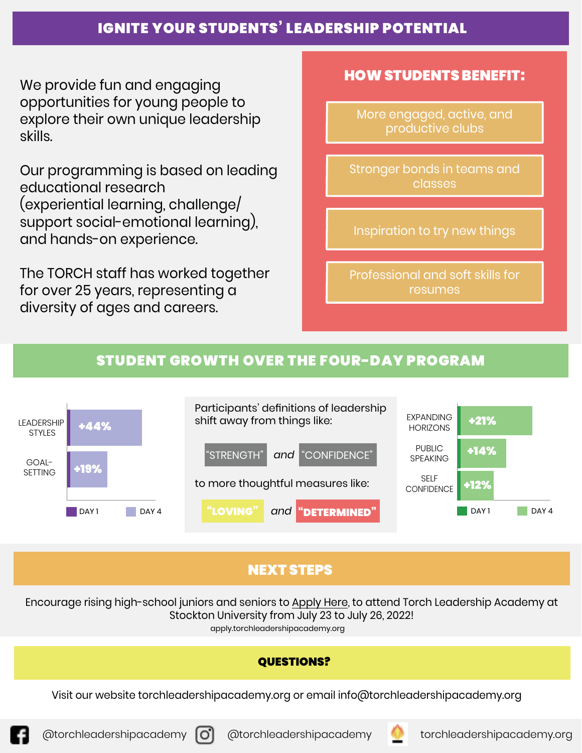# IGNITE YOUR STUDENTS' LEADERSHIP POTENTIAL

We provide fun and engaging opportunities for young people to explore their own unique leadership skills.

Our programming is based on leading educational research (experiential learning, challenge/ support social-emotional learning), and hands-on experience.

The TORCH staff has worked together for over 25 years, representing a diversity of ages and careers.

## HOW STUDENTS BENEFIT:

- More engaged, active, and productive clubs
- Stronger bonds in teams and classes
- Inspiration to try new things
- Professional and soft skills for resumes

## STUDENT GROWTH OVER THE FOUR-DAY PROGRAM

LEADERSHIP STYLES +44%
GOAL-SETTING +19%
DAY 1
DAY 4

Participants' definitions of leadership shift away from things like:

"STRENGTH" *and* "CONFIDENCE"

to more thoughtful measures like:

**"LOVING"** *and* **"DETERMINED"**

EXPANDING HORIZONS +21%
PUBLIC SPEAKING +14%
SELF CONFIDENCE +12%
DAY 1
DAY 4

## NEXT STEPS

Encourage rising high-school juniors and seniors to Apply Here, to attend Torch Leadership Academy at Stockton University from July 23 to July 26, 2022!

apply.torchleadershipacademy.org

## QUESTIONS?

Visit our website torchleadershipacademy.org or email info@torchleadershipacademy.org

@torchleadershipacademy @torchleadershipacademy torchleadershipacademy.org